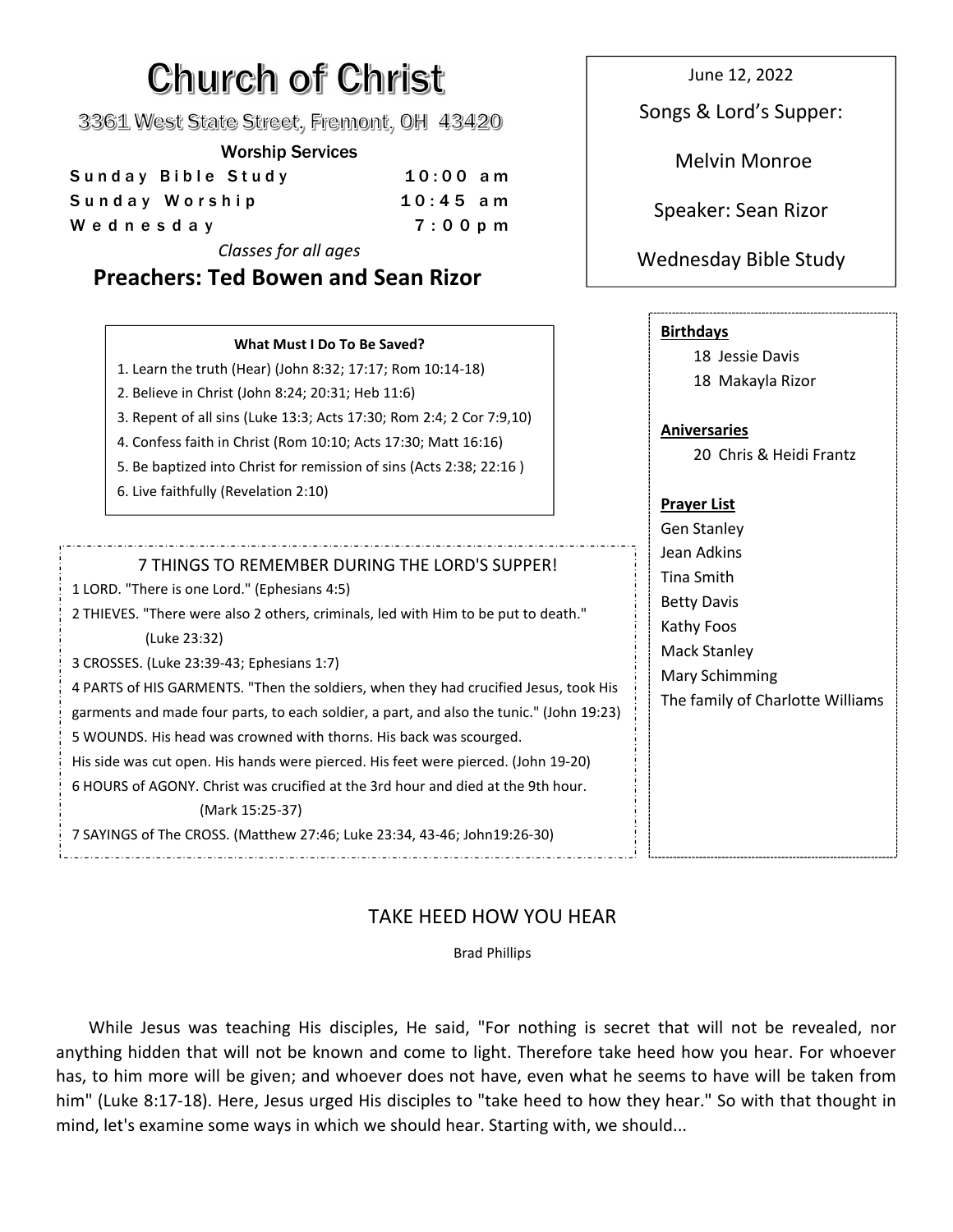# Church of Christ

3361 West State Street, Fremont, OH 43420

**Worship Services**

| | |
|---|---|
| Sunday Bible Study | 10:00 am |
| Sunday Worship | 10:45 am |
| Wednesday | 7:00pm |

*Classes for all ages*

## Preachers: Ted Bowen and Sean Rizor

June 12, 2022

Songs & Lord's Supper:

Melvin Monroe

Speaker: Sean Rizor

Wednesday Bible Study

**What Must I Do To Be Saved?**

1. Learn the truth (Hear) (John 8:32; 17:17; Rom 10:14-18)
2. Believe in Christ (John 8:24; 20:31; Heb 11:6)
3. Repent of all sins (Luke 13:3; Acts 17:30; Rom 2:4; 2 Cor 7:9,10)
4. Confess faith in Christ (Rom 10:10; Acts 17:30; Matt 16:16)
5. Be baptized into Christ for remission of sins (Acts 2:38; 22:16 )
6. Live faithfully (Revelation 2:10)

7 THINGS TO REMEMBER DURING THE LORD'S SUPPER!

1 LORD. "There is one Lord." (Ephesians 4:5)

2 THIEVES. "There were also 2 others, criminals, led with Him to be put to death." (Luke 23:32)

3 CROSSES. (Luke 23:39-43; Ephesians 1:7)

4 PARTS of HIS GARMENTS. "Then the soldiers, when they had crucified Jesus, took His garments and made four parts, to each soldier, a part, and also the tunic." (John 19:23)

5 WOUNDS. His head was crowned with thorns. His back was scourged. His side was cut open. His hands were pierced. His feet were pierced. (John 19-20)

6 HOURS of AGONY. Christ was crucified at the 3rd hour and died at the 9th hour. (Mark 15:25-37)

7 SAYINGS of The CROSS. (Matthew 27:46; Luke 23:34, 43-46; John19:26-30)

**Birthdays**

18 Jessie Davis
18 Makayla Rizor

**Aniversaries**

20 Chris & Heidi Frantz

**Prayer List**

Gen Stanley
Jean Adkins
Tina Smith
Betty Davis
Kathy Foos
Mack Stanley
Mary Schimming
The family of Charlotte Williams

## TAKE HEED HOW YOU HEAR

Brad Phillips

While Jesus was teaching His disciples, He said, "For nothing is secret that will not be revealed, nor anything hidden that will not be known and come to light. Therefore take heed how you hear. For whoever has, to him more will be given; and whoever does not have, even what he seems to have will be taken from him" (Luke 8:17-18). Here, Jesus urged His disciples to "take heed to how they hear." So with that thought in mind, let's examine some ways in which we should hear. Starting with, we should...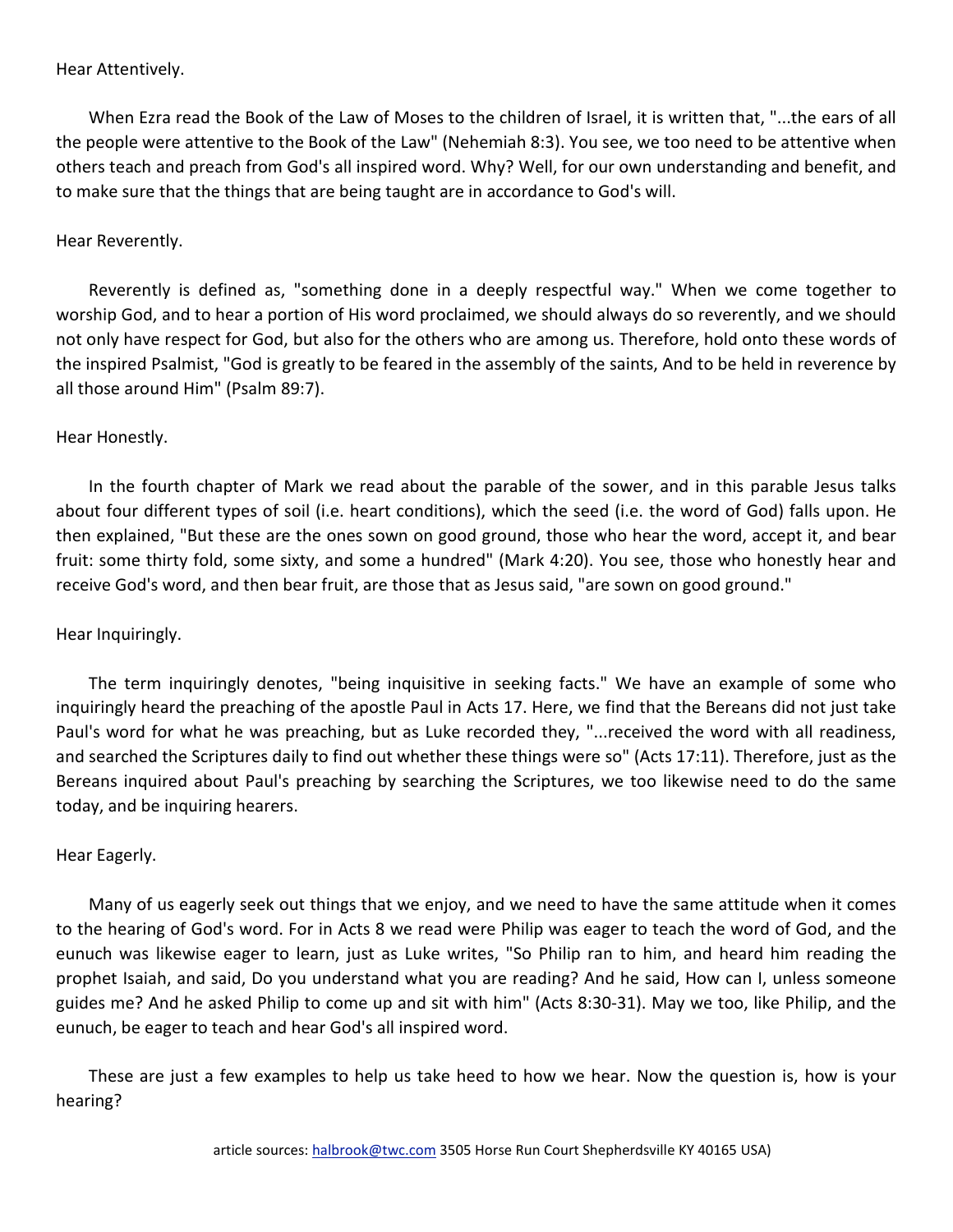Hear Attentively.

When Ezra read the Book of the Law of Moses to the children of Israel, it is written that, "...the ears of all the people were attentive to the Book of the Law" (Nehemiah 8:3). You see, we too need to be attentive when others teach and preach from God's all inspired word. Why? Well, for our own understanding and benefit, and to make sure that the things that are being taught are in accordance to God's will.

Hear Reverently.

Reverently is defined as, "something done in a deeply respectful way." When we come together to worship God, and to hear a portion of His word proclaimed, we should always do so reverently, and we should not only have respect for God, but also for the others who are among us. Therefore, hold onto these words of the inspired Psalmist, "God is greatly to be feared in the assembly of the saints, And to be held in reverence by all those around Him" (Psalm 89:7).

Hear Honestly.

In the fourth chapter of Mark we read about the parable of the sower, and in this parable Jesus talks about four different types of soil (i.e. heart conditions), which the seed (i.e. the word of God) falls upon. He then explained, "But these are the ones sown on good ground, those who hear the word, accept it, and bear fruit: some thirty fold, some sixty, and some a hundred" (Mark 4:20). You see, those who honestly hear and receive God's word, and then bear fruit, are those that as Jesus said, "are sown on good ground."

Hear Inquiringly.

The term inquiringly denotes, "being inquisitive in seeking facts." We have an example of some who inquiringly heard the preaching of the apostle Paul in Acts 17. Here, we find that the Bereans did not just take Paul's word for what he was preaching, but as Luke recorded they, "...received the word with all readiness, and searched the Scriptures daily to find out whether these things were so" (Acts 17:11). Therefore, just as the Bereans inquired about Paul's preaching by searching the Scriptures, we too likewise need to do the same today, and be inquiring hearers.

Hear Eagerly.

Many of us eagerly seek out things that we enjoy, and we need to have the same attitude when it comes to the hearing of God's word. For in Acts 8 we read were Philip was eager to teach the word of God, and the eunuch was likewise eager to learn, just as Luke writes, "So Philip ran to him, and heard him reading the prophet Isaiah, and said, Do you understand what you are reading? And he said, How can I, unless someone guides me? And he asked Philip to come up and sit with him" (Acts 8:30-31). May we too, like Philip, and the eunuch, be eager to teach and hear God's all inspired word.

These are just a few examples to help us take heed to how we hear. Now the question is, how is your hearing?

article sources: halbrook@twc.com 3505 Horse Run Court Shepherdsville KY 40165 USA)